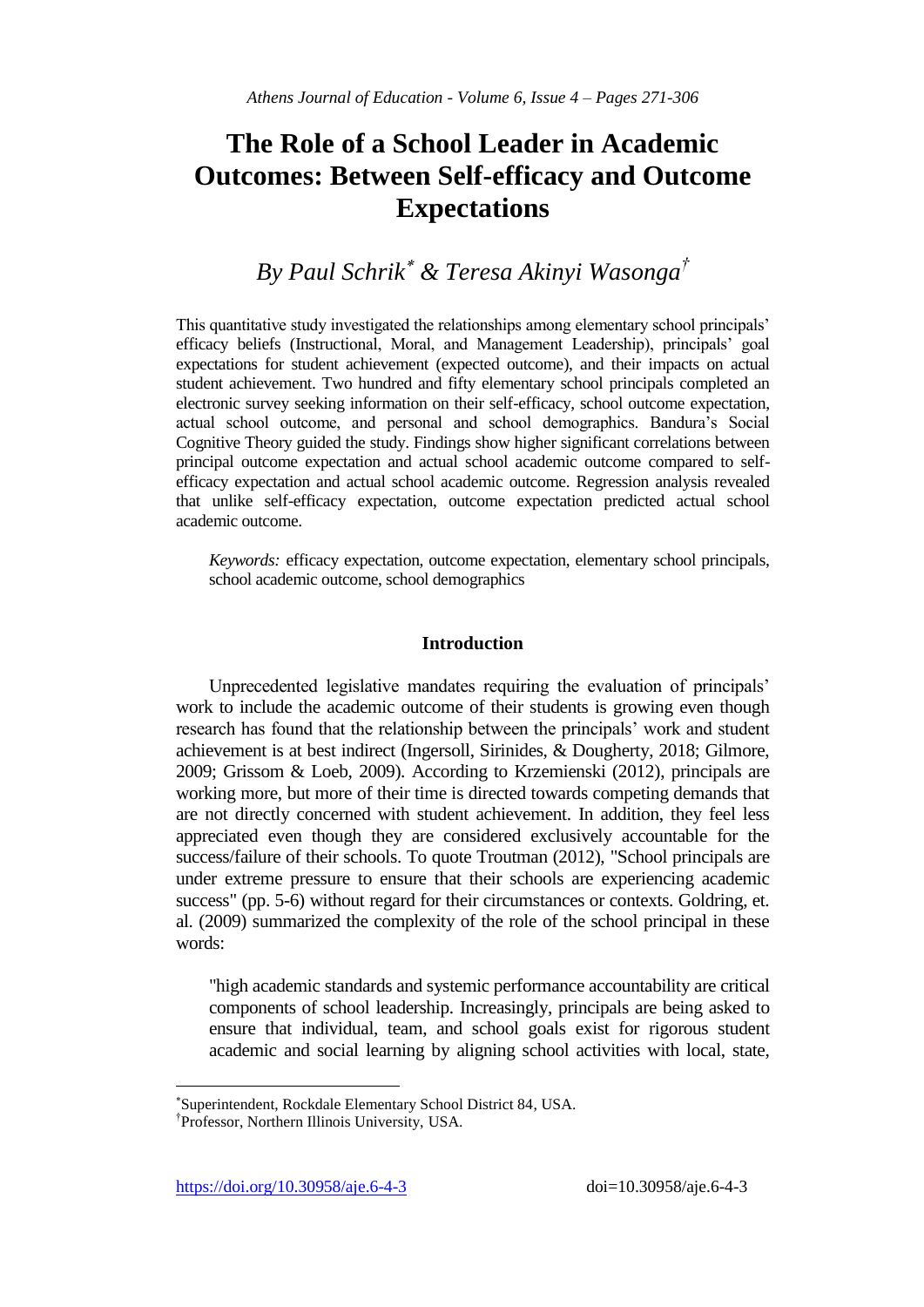# The Role of a School Leader in Academic Outcomes: Between Self-efficacy and Outcome Expectations

## *By Paul Schrik[\*] & Teresa Akinyi Wasonga[†]*

This quantitative study investigated the relationships among elementary school principals' efficacy beliefs (Instructional, Moral, and Management Leadership), principals' goal expectations for student achievement (expected outcome), and their impacts on actual student achievement. Two hundred and fifty elementary school principals completed an electronic survey seeking information on their self-efficacy, school outcome expectation, actual school outcome, and personal and school demographics. Bandura's Social Cognitive Theory guided the study. Findings show higher significant correlations between principal outcome expectation and actual school academic outcome compared to self-efficacy expectation and actual school academic outcome. Regression analysis revealed that unlike self-efficacy expectation, outcome expectation predicted actual school academic outcome.

> *Keywords:* efficacy expectation, outcome expectation, elementary school principals, school academic outcome, school demographics

### Introduction

Unprecedented legislative mandates requiring the evaluation of principals' work to include the academic outcome of their students is growing even though research has found that the relationship between the principals' work and student achievement is at best indirect (Ingersoll, Sirinides, & Dougherty, 2018; Gilmore, 2009; Grissom & Loeb, 2009). According to Krzemienski (2012), principals are working more, but more of their time is directed towards competing demands that are not directly concerned with student achievement. In addition, they feel less appreciated even though they are considered exclusively accountable for the success/failure of their schools. To quote Troutman (2012), "School principals are under extreme pressure to ensure that their schools are experiencing academic success" (pp. 5-6) without regard for their circumstances or contexts. Goldring, et. al. (2009) summarized the complexity of the role of the school principal in these words:

> "high academic standards and systemic performance accountability are critical components of school leadership. Increasingly, principals are being asked to ensure that individual, team, and school goals exist for rigorous student academic and social learning by aligning school activities with local, state,

---

[\*] Superintendent, Rockdale Elementary School District 84, USA.

[†] Professor, Northern Illinois University, USA.

https://doi.org/10.30958/aje.6-4-3 doi=10.30958/aje.6-4-3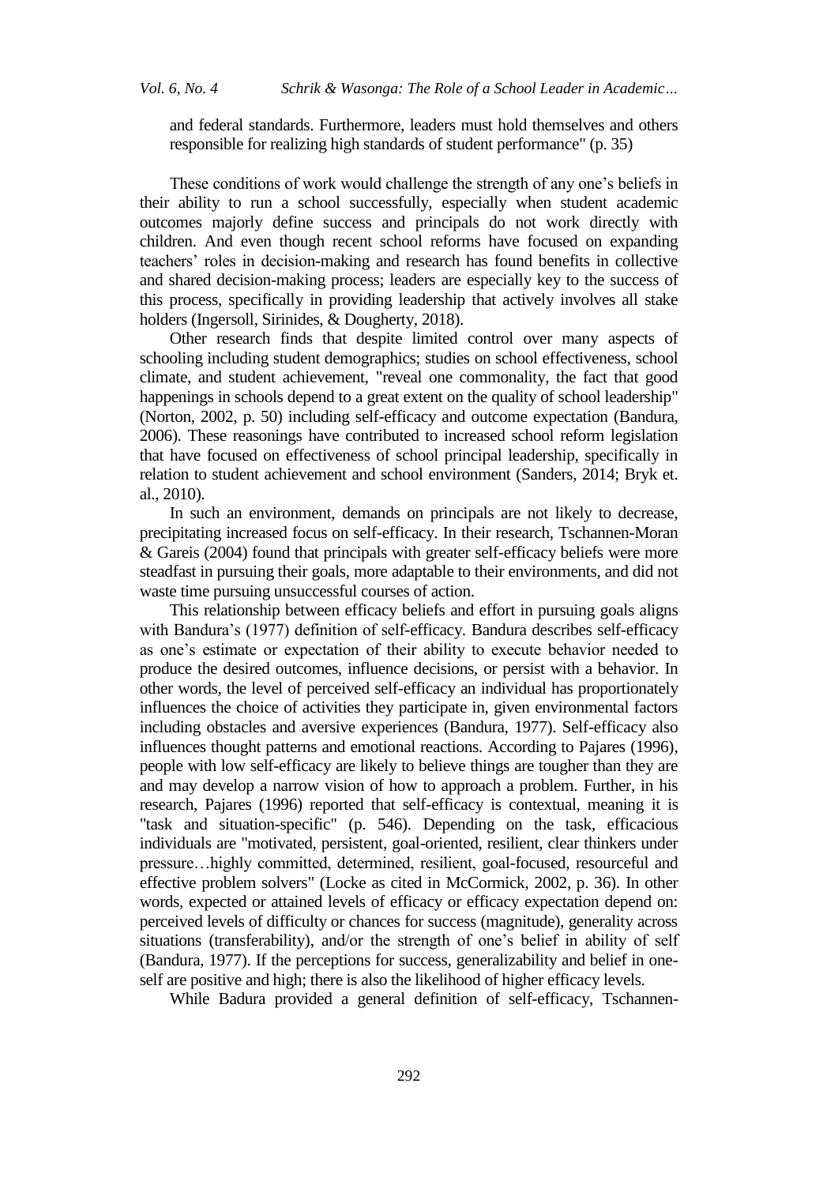and federal standards. Furthermore, leaders must hold themselves and others responsible for realizing high standards of student performance" (p. 35)

These conditions of work would challenge the strength of any one's beliefs in their ability to run a school successfully, especially when student academic outcomes majorly define success and principals do not work directly with children. And even though recent school reforms have focused on expanding teachers' roles in decision-making and research has found benefits in collective and shared decision-making process; leaders are especially key to the success of this process, specifically in providing leadership that actively involves all stake holders (Ingersoll, Sirinides, & Dougherty, 2018).

Other research finds that despite limited control over many aspects of schooling including student demographics; studies on school effectiveness, school climate, and student achievement, "reveal one commonality, the fact that good happenings in schools depend to a great extent on the quality of school leadership" (Norton, 2002, p. 50) including self-efficacy and outcome expectation (Bandura, 2006). These reasonings have contributed to increased school reform legislation that have focused on effectiveness of school principal leadership, specifically in relation to student achievement and school environment (Sanders, 2014; Bryk et. al., 2010).

In such an environment, demands on principals are not likely to decrease, precipitating increased focus on self-efficacy. In their research, Tschannen-Moran & Gareis (2004) found that principals with greater self-efficacy beliefs were more steadfast in pursuing their goals, more adaptable to their environments, and did not waste time pursuing unsuccessful courses of action.

This relationship between efficacy beliefs and effort in pursuing goals aligns with Bandura's (1977) definition of self-efficacy. Bandura describes self-efficacy as one's estimate or expectation of their ability to execute behavior needed to produce the desired outcomes, influence decisions, or persist with a behavior. In other words, the level of perceived self-efficacy an individual has proportionately influences the choice of activities they participate in, given environmental factors including obstacles and aversive experiences (Bandura, 1977). Self-efficacy also influences thought patterns and emotional reactions. According to Pajares (1996), people with low self-efficacy are likely to believe things are tougher than they are and may develop a narrow vision of how to approach a problem. Further, in his research, Pajares (1996) reported that self-efficacy is contextual, meaning it is "task and situation-specific" (p. 546). Depending on the task, efficacious individuals are "motivated, persistent, goal-oriented, resilient, clear thinkers under pressure…highly committed, determined, resilient, goal-focused, resourceful and effective problem solvers" (Locke as cited in McCormick, 2002, p. 36). In other words, expected or attained levels of efficacy or efficacy expectation depend on: perceived levels of difficulty or chances for success (magnitude), generality across situations (transferability), and/or the strength of one's belief in ability of self (Bandura, 1977). If the perceptions for success, generalizability and belief in one-self are positive and high; there is also the likelihood of higher efficacy levels.

While Badura provided a general definition of self-efficacy, Tschannen-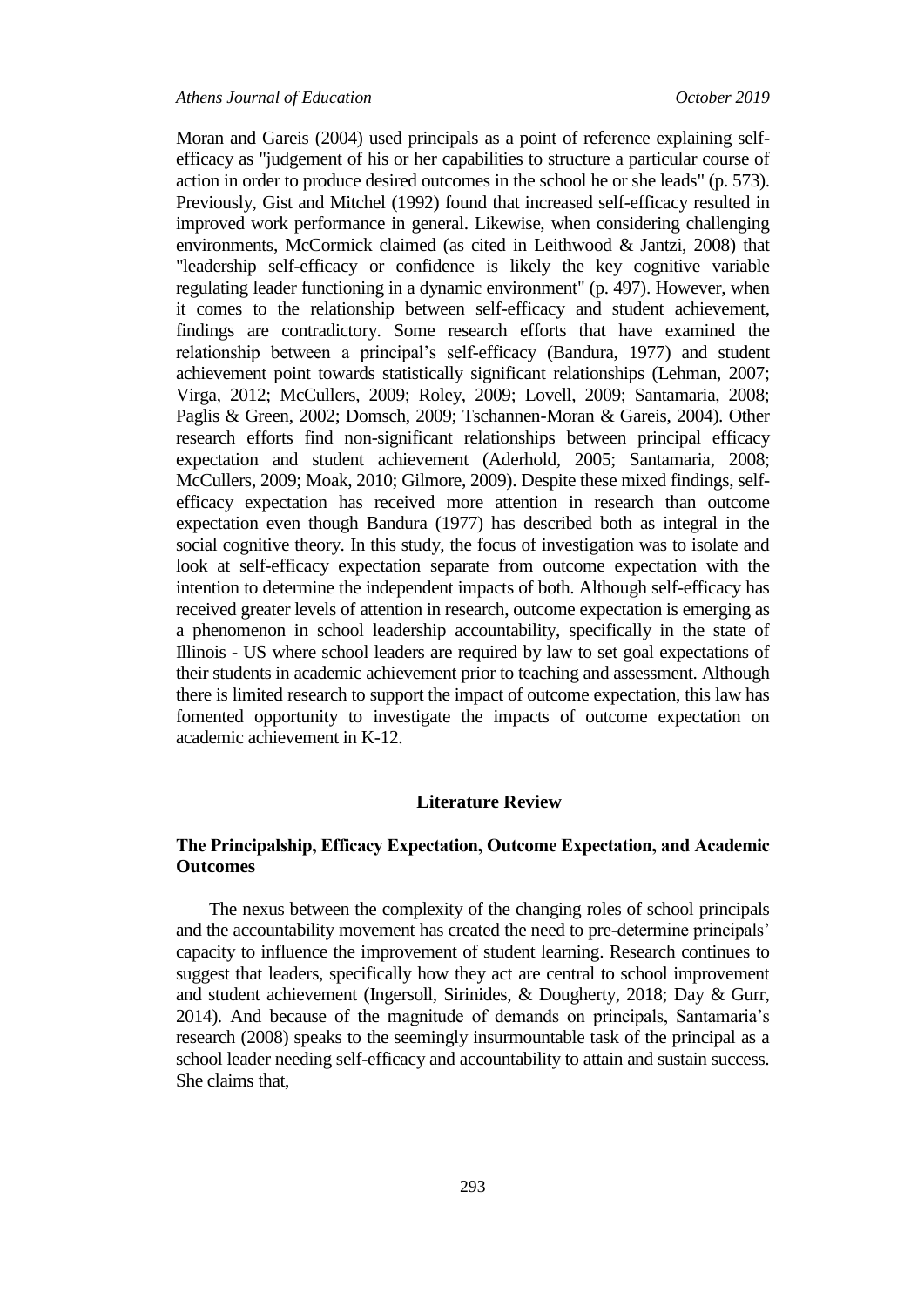Moran and Gareis (2004) used principals as a point of reference explaining self-efficacy as "judgement of his or her capabilities to structure a particular course of action in order to produce desired outcomes in the school he or she leads" (p. 573). Previously, Gist and Mitchel (1992) found that increased self-efficacy resulted in improved work performance in general. Likewise, when considering challenging environments, McCormick claimed (as cited in Leithwood & Jantzi, 2008) that "leadership self-efficacy or confidence is likely the key cognitive variable regulating leader functioning in a dynamic environment" (p. 497). However, when it comes to the relationship between self-efficacy and student achievement, findings are contradictory. Some research efforts that have examined the relationship between a principal's self-efficacy (Bandura, 1977) and student achievement point towards statistically significant relationships (Lehman, 2007; Virga, 2012; McCullers, 2009; Roley, 2009; Lovell, 2009; Santamaria, 2008; Paglis & Green, 2002; Domsch, 2009; Tschannen-Moran & Gareis, 2004). Other research efforts find non-significant relationships between principal efficacy expectation and student achievement (Aderhold, 2005; Santamaria, 2008; McCullers, 2009; Moak, 2010; Gilmore, 2009). Despite these mixed findings, self-efficacy expectation has received more attention in research than outcome expectation even though Bandura (1977) has described both as integral in the social cognitive theory. In this study, the focus of investigation was to isolate and look at self-efficacy expectation separate from outcome expectation with the intention to determine the independent impacts of both. Although self-efficacy has received greater levels of attention in research, outcome expectation is emerging as a phenomenon in school leadership accountability, specifically in the state of Illinois - US where school leaders are required by law to set goal expectations of their students in academic achievement prior to teaching and assessment. Although there is limited research to support the impact of outcome expectation, this law has fomented opportunity to investigate the impacts of outcome expectation on academic achievement in K-12.

## Literature Review

### The Principalship, Efficacy Expectation, Outcome Expectation, and Academic Outcomes

The nexus between the complexity of the changing roles of school principals and the accountability movement has created the need to pre-determine principals' capacity to influence the improvement of student learning. Research continues to suggest that leaders, specifically how they act are central to school improvement and student achievement (Ingersoll, Sirinides, & Dougherty, 2018; Day & Gurr, 2014). And because of the magnitude of demands on principals, Santamaria's research (2008) speaks to the seemingly insurmountable task of the principal as a school leader needing self-efficacy and accountability to attain and sustain success. She claims that,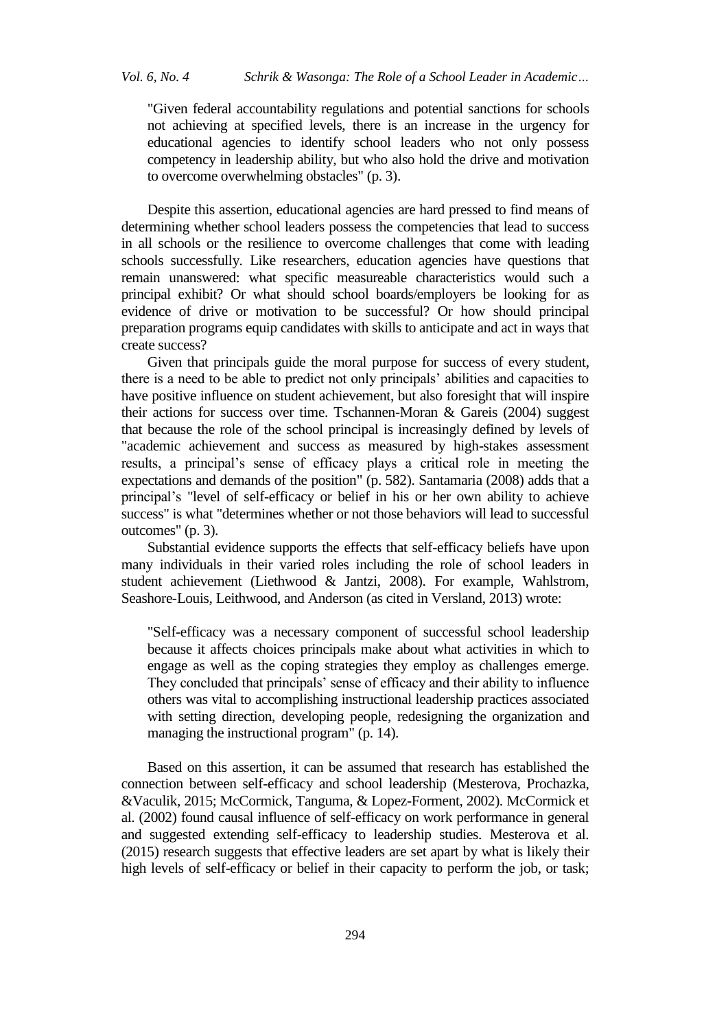> "Given federal accountability regulations and potential sanctions for schools not achieving at specified levels, there is an increase in the urgency for educational agencies to identify school leaders who not only possess competency in leadership ability, but who also hold the drive and motivation to overcome overwhelming obstacles" (p. 3).

Despite this assertion, educational agencies are hard pressed to find means of determining whether school leaders possess the competencies that lead to success in all schools or the resilience to overcome challenges that come with leading schools successfully. Like researchers, education agencies have questions that remain unanswered: what specific measureable characteristics would such a principal exhibit? Or what should school boards/employers be looking for as evidence of drive or motivation to be successful? Or how should principal preparation programs equip candidates with skills to anticipate and act in ways that create success?

Given that principals guide the moral purpose for success of every student, there is a need to be able to predict not only principals' abilities and capacities to have positive influence on student achievement, but also foresight that will inspire their actions for success over time. Tschannen-Moran & Gareis (2004) suggest that because the role of the school principal is increasingly defined by levels of "academic achievement and success as measured by high-stakes assessment results, a principal's sense of efficacy plays a critical role in meeting the expectations and demands of the position" (p. 582). Santamaria (2008) adds that a principal's "level of self-efficacy or belief in his or her own ability to achieve success" is what "determines whether or not those behaviors will lead to successful outcomes" (p. 3).

Substantial evidence supports the effects that self-efficacy beliefs have upon many individuals in their varied roles including the role of school leaders in student achievement (Liethwood & Jantzi, 2008). For example, Wahlstrom, Seashore-Louis, Leithwood, and Anderson (as cited in Versland, 2013) wrote:

> "Self-efficacy was a necessary component of successful school leadership because it affects choices principals make about what activities in which to engage as well as the coping strategies they employ as challenges emerge. They concluded that principals' sense of efficacy and their ability to influence others was vital to accomplishing instructional leadership practices associated with setting direction, developing people, redesigning the organization and managing the instructional program" (p. 14).

Based on this assertion, it can be assumed that research has established the connection between self-efficacy and school leadership (Mesterova, Prochazka, &Vaculik, 2015; McCormick, Tanguma, & Lopez-Forment, 2002). McCormick et al. (2002) found causal influence of self-efficacy on work performance in general and suggested extending self-efficacy to leadership studies. Mesterova et al. (2015) research suggests that effective leaders are set apart by what is likely their high levels of self-efficacy or belief in their capacity to perform the job, or task;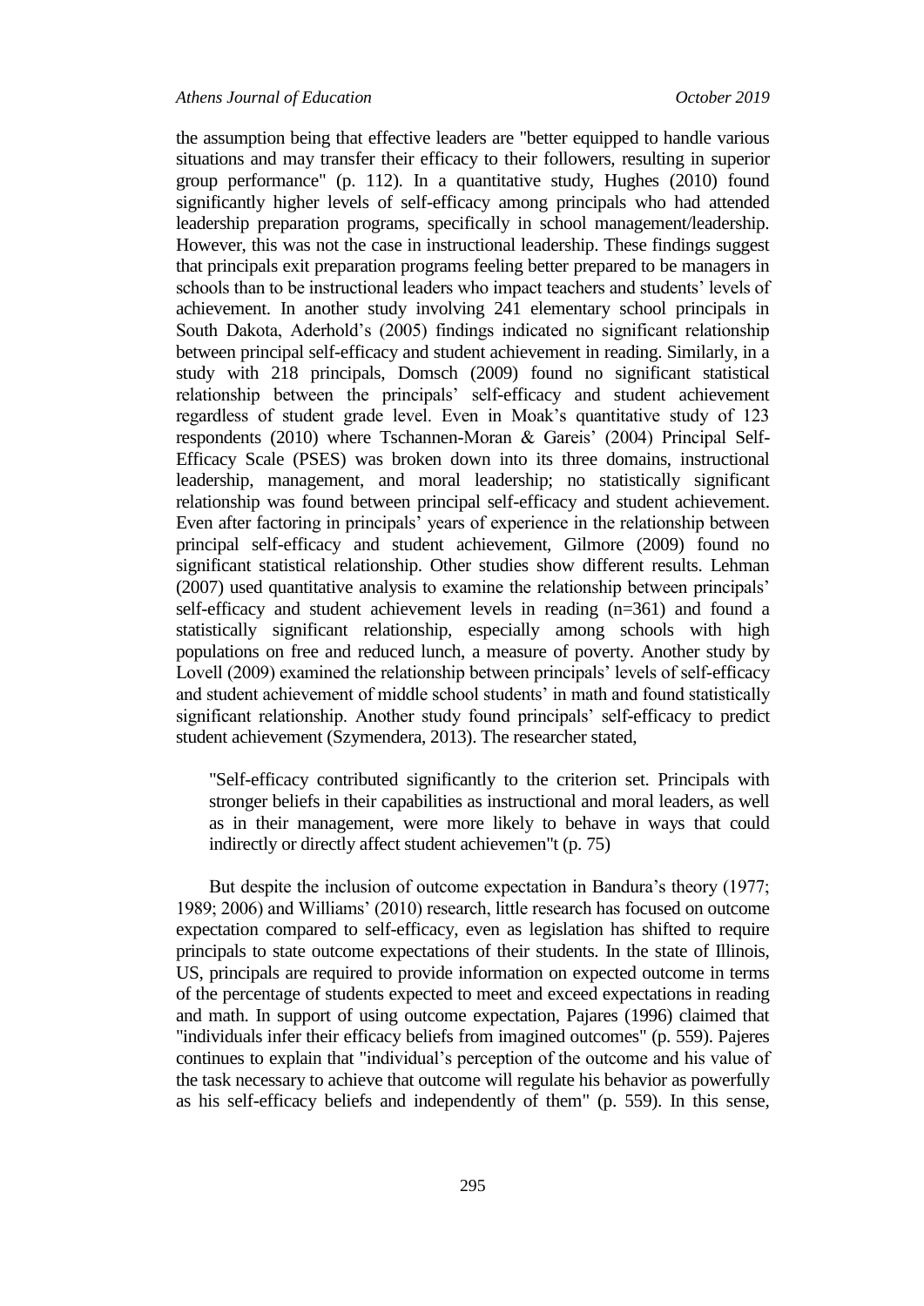the assumption being that effective leaders are "better equipped to handle various situations and may transfer their efficacy to their followers, resulting in superior group performance" (p. 112). In a quantitative study, Hughes (2010) found significantly higher levels of self-efficacy among principals who had attended leadership preparation programs, specifically in school management/leadership. However, this was not the case in instructional leadership. These findings suggest that principals exit preparation programs feeling better prepared to be managers in schools than to be instructional leaders who impact teachers and students' levels of achievement. In another study involving 241 elementary school principals in South Dakota, Aderhold's (2005) findings indicated no significant relationship between principal self-efficacy and student achievement in reading. Similarly, in a study with 218 principals, Domsch (2009) found no significant statistical relationship between the principals' self-efficacy and student achievement regardless of student grade level. Even in Moak's quantitative study of 123 respondents (2010) where Tschannen-Moran & Gareis' (2004) Principal Self-Efficacy Scale (PSES) was broken down into its three domains, instructional leadership, management, and moral leadership; no statistically significant relationship was found between principal self-efficacy and student achievement. Even after factoring in principals' years of experience in the relationship between principal self-efficacy and student achievement, Gilmore (2009) found no significant statistical relationship. Other studies show different results. Lehman (2007) used quantitative analysis to examine the relationship between principals' self-efficacy and student achievement levels in reading (n=361) and found a statistically significant relationship, especially among schools with high populations on free and reduced lunch, a measure of poverty. Another study by Lovell (2009) examined the relationship between principals' levels of self-efficacy and student achievement of middle school students' in math and found statistically significant relationship. Another study found principals' self-efficacy to predict student achievement (Szymendera, 2013). The researcher stated,

> "Self-efficacy contributed significantly to the criterion set. Principals with stronger beliefs in their capabilities as instructional and moral leaders, as well as in their management, were more likely to behave in ways that could indirectly or directly affect student achievemen"t (p. 75)

But despite the inclusion of outcome expectation in Bandura's theory (1977; 1989; 2006) and Williams' (2010) research, little research has focused on outcome expectation compared to self-efficacy, even as legislation has shifted to require principals to state outcome expectations of their students. In the state of Illinois, US, principals are required to provide information on expected outcome in terms of the percentage of students expected to meet and exceed expectations in reading and math. In support of using outcome expectation, Pajares (1996) claimed that "individuals infer their efficacy beliefs from imagined outcomes" (p. 559). Pajeres continues to explain that "individual's perception of the outcome and his value of the task necessary to achieve that outcome will regulate his behavior as powerfully as his self-efficacy beliefs and independently of them" (p. 559). In this sense,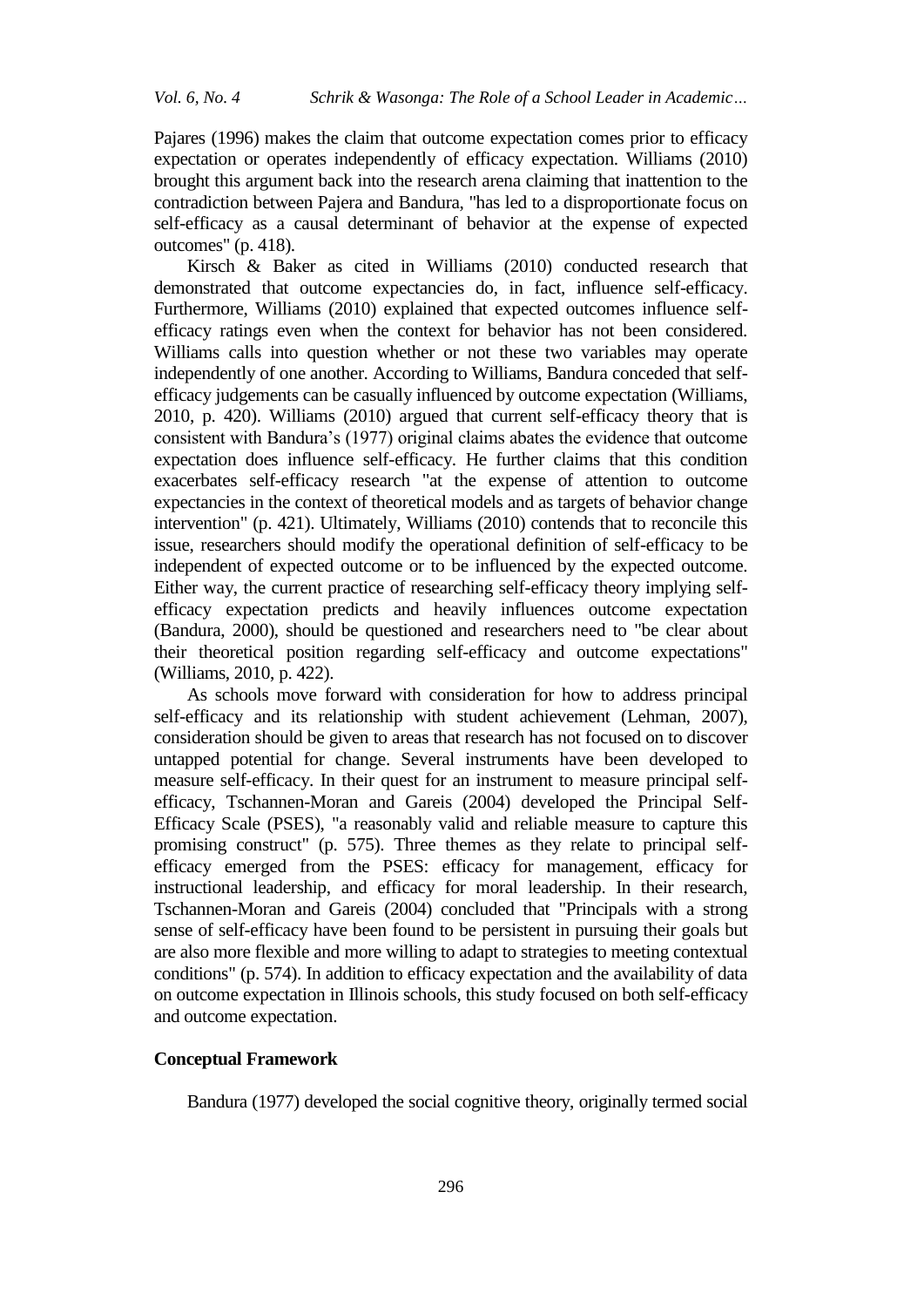Pajares (1996) makes the claim that outcome expectation comes prior to efficacy expectation or operates independently of efficacy expectation. Williams (2010) brought this argument back into the research arena claiming that inattention to the contradiction between Pajera and Bandura, "has led to a disproportionate focus on self-efficacy as a causal determinant of behavior at the expense of expected outcomes" (p. 418).

Kirsch & Baker as cited in Williams (2010) conducted research that demonstrated that outcome expectancies do, in fact, influence self-efficacy. Furthermore, Williams (2010) explained that expected outcomes influence self-efficacy ratings even when the context for behavior has not been considered. Williams calls into question whether or not these two variables may operate independently of one another. According to Williams, Bandura conceded that self-efficacy judgements can be casually influenced by outcome expectation (Williams, 2010, p. 420). Williams (2010) argued that current self-efficacy theory that is consistent with Bandura's (1977) original claims abates the evidence that outcome expectation does influence self-efficacy. He further claims that this condition exacerbates self-efficacy research "at the expense of attention to outcome expectancies in the context of theoretical models and as targets of behavior change intervention" (p. 421). Ultimately, Williams (2010) contends that to reconcile this issue, researchers should modify the operational definition of self-efficacy to be independent of expected outcome or to be influenced by the expected outcome. Either way, the current practice of researching self-efficacy theory implying self-efficacy expectation predicts and heavily influences outcome expectation (Bandura, 2000), should be questioned and researchers need to "be clear about their theoretical position regarding self-efficacy and outcome expectations" (Williams, 2010, p. 422).

As schools move forward with consideration for how to address principal self-efficacy and its relationship with student achievement (Lehman, 2007), consideration should be given to areas that research has not focused on to discover untapped potential for change. Several instruments have been developed to measure self-efficacy. In their quest for an instrument to measure principal self-efficacy, Tschannen-Moran and Gareis (2004) developed the Principal Self-Efficacy Scale (PSES), "a reasonably valid and reliable measure to capture this promising construct" (p. 575). Three themes as they relate to principal self-efficacy emerged from the PSES: efficacy for management, efficacy for instructional leadership, and efficacy for moral leadership. In their research, Tschannen-Moran and Gareis (2004) concluded that "Principals with a strong sense of self-efficacy have been found to be persistent in pursuing their goals but are also more flexible and more willing to adapt to strategies to meeting contextual conditions" (p. 574). In addition to efficacy expectation and the availability of data on outcome expectation in Illinois schools, this study focused on both self-efficacy and outcome expectation.

## Conceptual Framework

Bandura (1977) developed the social cognitive theory, originally termed social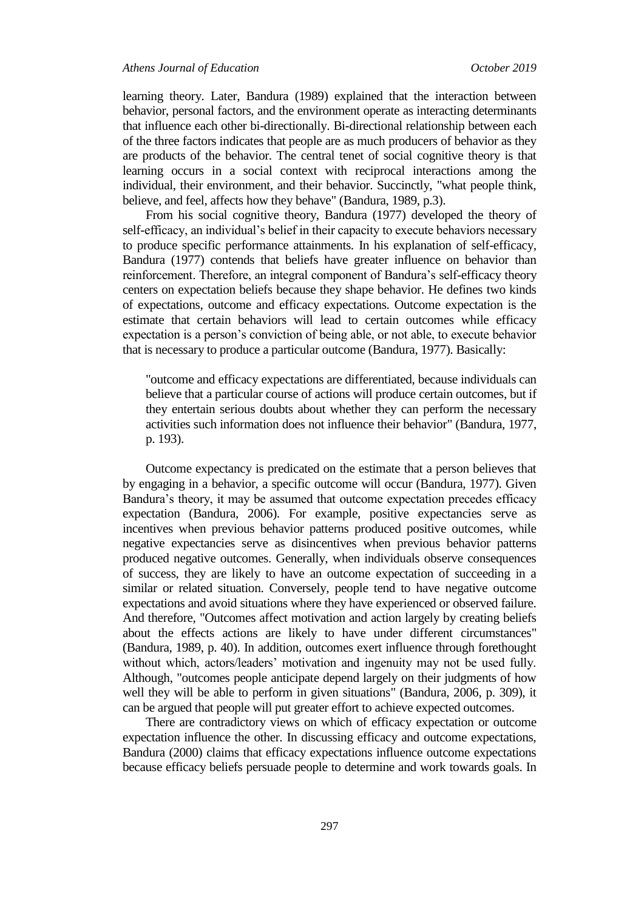learning theory. Later, Bandura (1989) explained that the interaction between behavior, personal factors, and the environment operate as interacting determinants that influence each other bi-directionally. Bi-directional relationship between each of the three factors indicates that people are as much producers of behavior as they are products of the behavior. The central tenet of social cognitive theory is that learning occurs in a social context with reciprocal interactions among the individual, their environment, and their behavior. Succinctly, "what people think, believe, and feel, affects how they behave" (Bandura, 1989, p.3).

From his social cognitive theory, Bandura (1977) developed the theory of self-efficacy, an individual's belief in their capacity to execute behaviors necessary to produce specific performance attainments. In his explanation of self-efficacy, Bandura (1977) contends that beliefs have greater influence on behavior than reinforcement. Therefore, an integral component of Bandura's self-efficacy theory centers on expectation beliefs because they shape behavior. He defines two kinds of expectations, outcome and efficacy expectations. Outcome expectation is the estimate that certain behaviors will lead to certain outcomes while efficacy expectation is a person's conviction of being able, or not able, to execute behavior that is necessary to produce a particular outcome (Bandura, 1977). Basically:

> "outcome and efficacy expectations are differentiated, because individuals can believe that a particular course of actions will produce certain outcomes, but if they entertain serious doubts about whether they can perform the necessary activities such information does not influence their behavior" (Bandura, 1977, p. 193).

Outcome expectancy is predicated on the estimate that a person believes that by engaging in a behavior, a specific outcome will occur (Bandura, 1977). Given Bandura's theory, it may be assumed that outcome expectation precedes efficacy expectation (Bandura, 2006). For example, positive expectancies serve as incentives when previous behavior patterns produced positive outcomes, while negative expectancies serve as disincentives when previous behavior patterns produced negative outcomes. Generally, when individuals observe consequences of success, they are likely to have an outcome expectation of succeeding in a similar or related situation. Conversely, people tend to have negative outcome expectations and avoid situations where they have experienced or observed failure. And therefore, "Outcomes affect motivation and action largely by creating beliefs about the effects actions are likely to have under different circumstances" (Bandura, 1989, p. 40). In addition, outcomes exert influence through forethought without which, actors/leaders' motivation and ingenuity may not be used fully. Although, "outcomes people anticipate depend largely on their judgments of how well they will be able to perform in given situations" (Bandura, 2006, p. 309), it can be argued that people will put greater effort to achieve expected outcomes.

There are contradictory views on which of efficacy expectation or outcome expectation influence the other. In discussing efficacy and outcome expectations, Bandura (2000) claims that efficacy expectations influence outcome expectations because efficacy beliefs persuade people to determine and work towards goals. In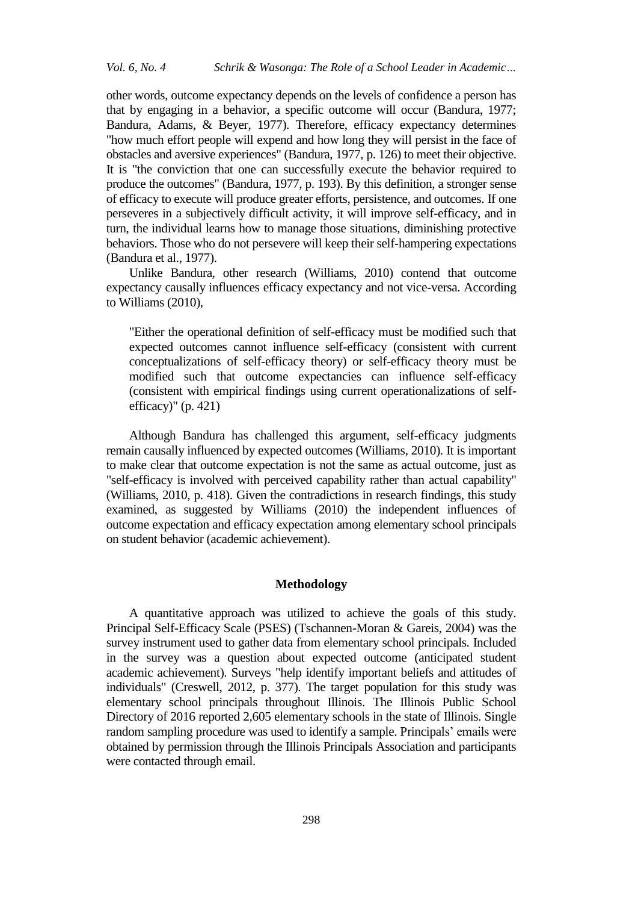other words, outcome expectancy depends on the levels of confidence a person has that by engaging in a behavior, a specific outcome will occur (Bandura, 1977; Bandura, Adams, & Beyer, 1977). Therefore, efficacy expectancy determines "how much effort people will expend and how long they will persist in the face of obstacles and aversive experiences" (Bandura, 1977, p. 126) to meet their objective. It is "the conviction that one can successfully execute the behavior required to produce the outcomes" (Bandura, 1977, p. 193). By this definition, a stronger sense of efficacy to execute will produce greater efforts, persistence, and outcomes. If one perseveres in a subjectively difficult activity, it will improve self-efficacy, and in turn, the individual learns how to manage those situations, diminishing protective behaviors. Those who do not persevere will keep their self-hampering expectations (Bandura et al., 1977).

Unlike Bandura, other research (Williams, 2010) contend that outcome expectancy causally influences efficacy expectancy and not vice-versa. According to Williams (2010),

> "Either the operational definition of self-efficacy must be modified such that expected outcomes cannot influence self-efficacy (consistent with current conceptualizations of self-efficacy theory) or self-efficacy theory must be modified such that outcome expectancies can influence self-efficacy (consistent with empirical findings using current operationalizations of self-efficacy)" (p. 421)

Although Bandura has challenged this argument, self-efficacy judgments remain causally influenced by expected outcomes (Williams, 2010). It is important to make clear that outcome expectation is not the same as actual outcome, just as "self-efficacy is involved with perceived capability rather than actual capability" (Williams, 2010, p. 418). Given the contradictions in research findings, this study examined, as suggested by Williams (2010) the independent influences of outcome expectation and efficacy expectation among elementary school principals on student behavior (academic achievement).

## Methodology

A quantitative approach was utilized to achieve the goals of this study. Principal Self-Efficacy Scale (PSES) (Tschannen-Moran & Gareis, 2004) was the survey instrument used to gather data from elementary school principals. Included in the survey was a question about expected outcome (anticipated student academic achievement). Surveys "help identify important beliefs and attitudes of individuals" (Creswell, 2012, p. 377). The target population for this study was elementary school principals throughout Illinois. The Illinois Public School Directory of 2016 reported 2,605 elementary schools in the state of Illinois. Single random sampling procedure was used to identify a sample. Principals' emails were obtained by permission through the Illinois Principals Association and participants were contacted through email.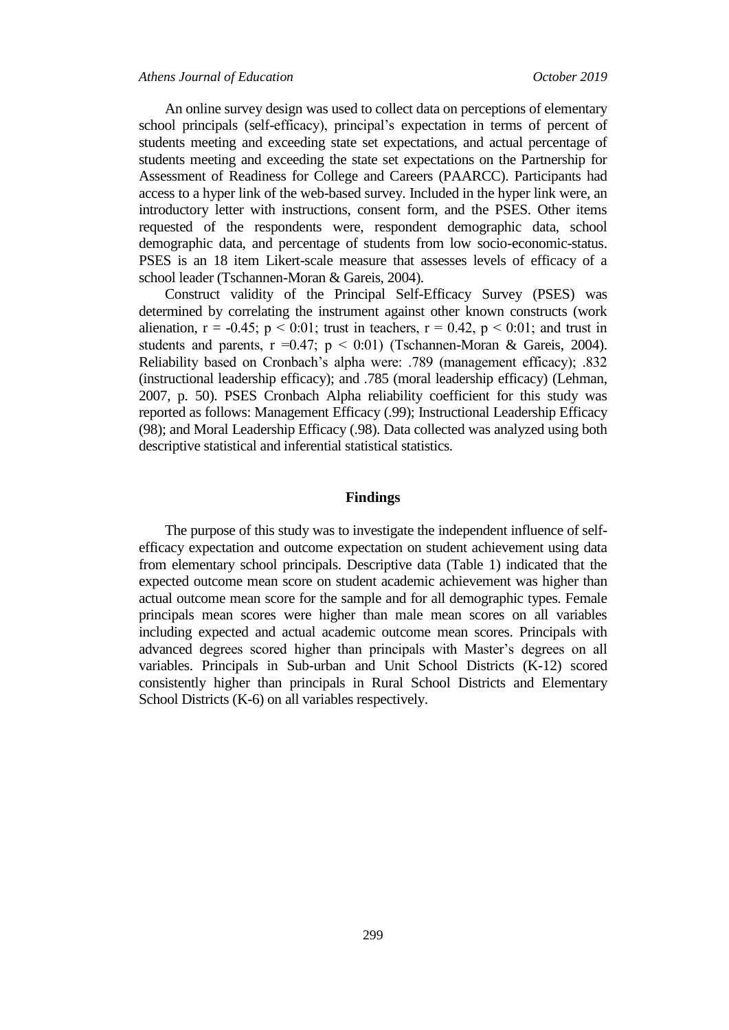An online survey design was used to collect data on perceptions of elementary school principals (self-efficacy), principal's expectation in terms of percent of students meeting and exceeding state set expectations, and actual percentage of students meeting and exceeding the state set expectations on the Partnership for Assessment of Readiness for College and Careers (PAARCC). Participants had access to a hyper link of the web-based survey. Included in the hyper link were, an introductory letter with instructions, consent form, and the PSES. Other items requested of the respondents were, respondent demographic data, school demographic data, and percentage of students from low socio-economic-status. PSES is an 18 item Likert-scale measure that assesses levels of efficacy of a school leader (Tschannen-Moran & Gareis, 2004).

Construct validity of the Principal Self-Efficacy Survey (PSES) was determined by correlating the instrument against other known constructs (work alienation, $r = -0.45$; $p < 0{:}01$; trust in teachers, $r = 0.42$, $p < 0{:}01$; and trust in students and parents, $r = 0.47$; $p < 0{:}01$) (Tschannen-Moran & Gareis, 2004). Reliability based on Cronbach's alpha were: .789 (management efficacy); .832 (instructional leadership efficacy); and .785 (moral leadership efficacy) (Lehman, 2007, p. 50). PSES Cronbach Alpha reliability coefficient for this study was reported as follows: Management Efficacy (.99); Instructional Leadership Efficacy (98); and Moral Leadership Efficacy (.98). Data collected was analyzed using both descriptive statistical and inferential statistical statistics.

## Findings

The purpose of this study was to investigate the independent influence of self-efficacy expectation and outcome expectation on student achievement using data from elementary school principals. Descriptive data (Table 1) indicated that the expected outcome mean score on student academic achievement was higher than actual outcome mean score for the sample and for all demographic types. Female principals mean scores were higher than male mean scores on all variables including expected and actual academic outcome mean scores. Principals with advanced degrees scored higher than principals with Master's degrees on all variables. Principals in Sub-urban and Unit School Districts (K-12) scored consistently higher than principals in Rural School Districts and Elementary School Districts (K-6) on all variables respectively.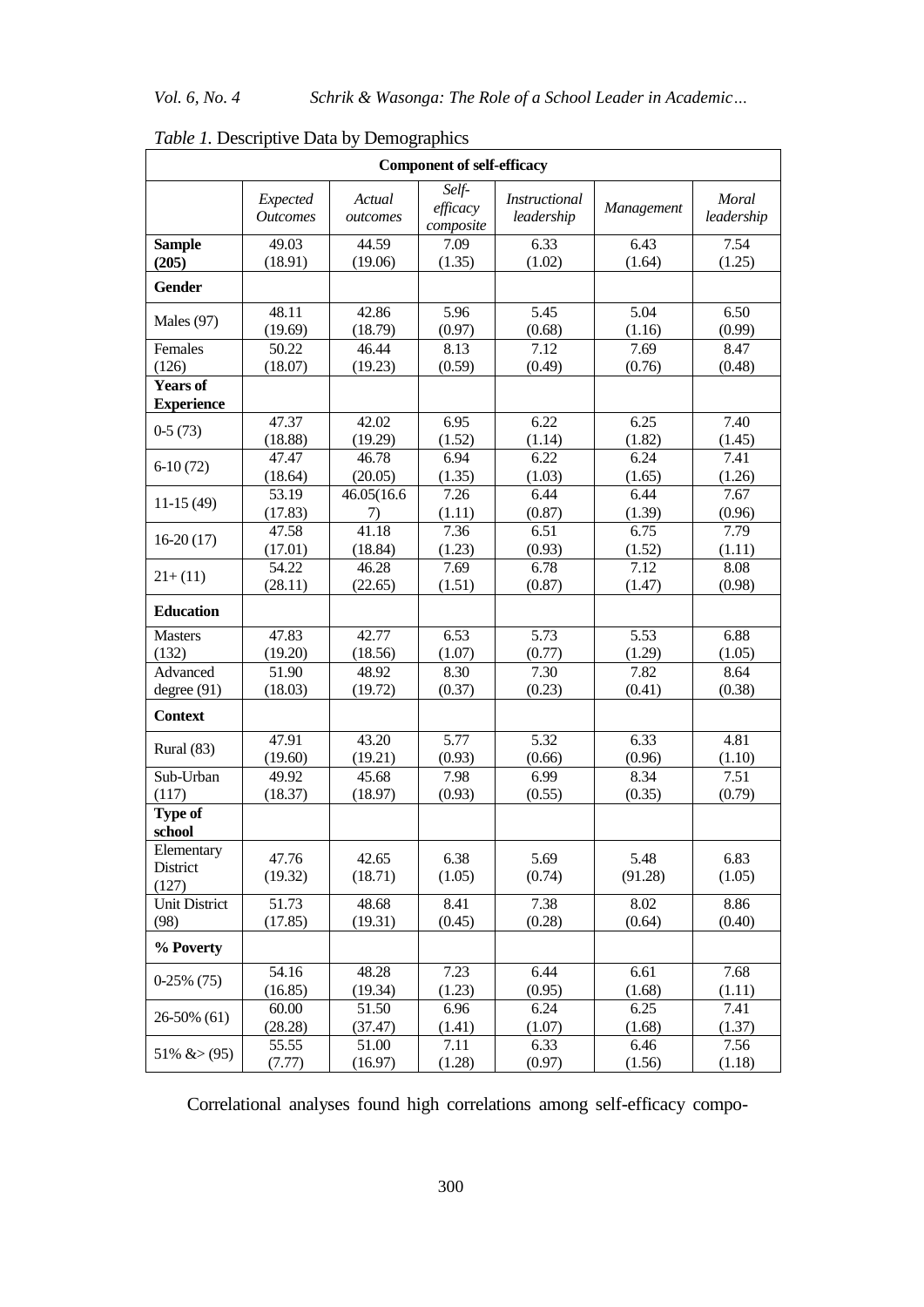*Table 1.* Descriptive Data by Demographics

| | Component of self-efficacy | | | | | |
|---|---|---|---|---|---|---|
| | *Expected Outcomes* | *Actual outcomes* | *Self-efficacy composite* | *Instructional leadership* | *Management* | *Moral leadership* |
| **Sample (205)** | 49.03 (18.91) | 44.59 (19.06) | 7.09 (1.35) | 6.33 (1.02) | 6.43 (1.64) | 7.54 (1.25) |
| **Gender** | | | | | | |
| Males (97) | 48.11 (19.69) | 42.86 (18.79) | 5.96 (0.97) | 5.45 (0.68) | 5.04 (1.16) | 6.50 (0.99) |
| Females (126) | 50.22 (18.07) | 46.44 (19.23) | 8.13 (0.59) | 7.12 (0.49) | 7.69 (0.76) | 8.47 (0.48) |
| **Years of Experience** | | | | | | |
| 0-5 (73) | 47.37 (18.88) | 42.02 (19.29) | 6.95 (1.52) | 6.22 (1.14) | 6.25 (1.82) | 7.40 (1.45) |
| 6-10 (72) | 47.47 (18.64) | 46.78 (20.05) | 6.94 (1.35) | 6.22 (1.03) | 6.24 (1.65) | 7.41 (1.26) |
| 11-15 (49) | 53.19 (17.83) | 46.05(16.67) | 7.26 (1.11) | 6.44 (0.87) | 6.44 (1.39) | 7.67 (0.96) |
| 16-20 (17) | 47.58 (17.01) | 41.18 (18.84) | 7.36 (1.23) | 6.51 (0.93) | 6.75 (1.52) | 7.79 (1.11) |
| 21+ (11) | 54.22 (28.11) | 46.28 (22.65) | 7.69 (1.51) | 6.78 (0.87) | 7.12 (1.47) | 8.08 (0.98) |
| **Education** | | | | | | |
| Masters (132) | 47.83 (19.20) | 42.77 (18.56) | 6.53 (1.07) | 5.73 (0.77) | 5.53 (1.29) | 6.88 (1.05) |
| Advanced degree (91) | 51.90 (18.03) | 48.92 (19.72) | 8.30 (0.37) | 7.30 (0.23) | 7.82 (0.41) | 8.64 (0.38) |
| **Context** | | | | | | |
| Rural (83) | 47.91 (19.60) | 43.20 (19.21) | 5.77 (0.93) | 5.32 (0.66) | 6.33 (0.96) | 4.81 (1.10) |
| Sub-Urban (117) | 49.92 (18.37) | 45.68 (18.97) | 7.98 (0.93) | 6.99 (0.55) | 8.34 (0.35) | 7.51 (0.79) |
| **Type of school** | | | | | | |
| Elementary District (127) | 47.76 (19.32) | 42.65 (18.71) | 6.38 (1.05) | 5.69 (0.74) | 5.48 (91.28) | 6.83 (1.05) |
| Unit District (98) | 51.73 (17.85) | 48.68 (19.31) | 8.41 (0.45) | 7.38 (0.28) | 8.02 (0.64) | 8.86 (0.40) |
| **% Poverty** | | | | | | |
| 0-25% (75) | 54.16 (16.85) | 48.28 (19.34) | 7.23 (1.23) | 6.44 (0.95) | 6.61 (1.68) | 7.68 (1.11) |
| 26-50% (61) | 60.00 (28.28) | 51.50 (37.47) | 6.96 (1.41) | 6.24 (1.07) | 6.25 (1.68) | 7.41 (1.37) |
| 51% &> (95) | 55.55 (7.77) | 51.00 (16.97) | 7.11 (1.28) | 6.33 (0.97) | 6.46 (1.56) | 7.56 (1.18) |

Correlational analyses found high correlations among self-efficacy compo-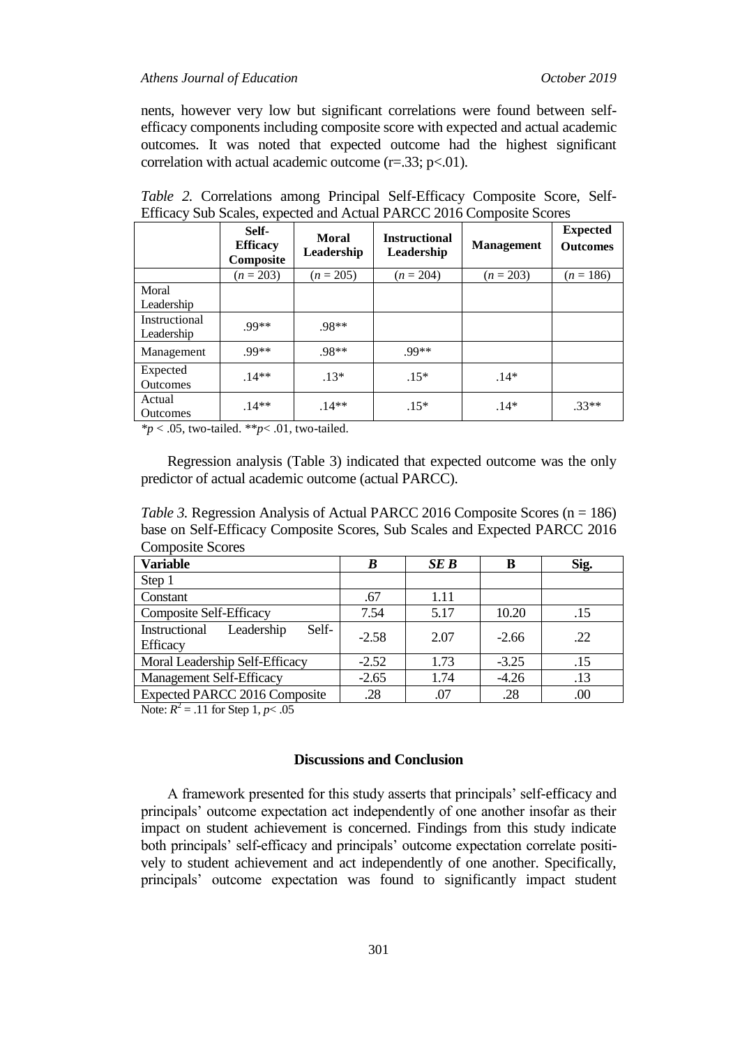nents, however very low but significant correlations were found between self-efficacy components including composite score with expected and actual academic outcomes. It was noted that expected outcome had the highest significant correlation with actual academic outcome (r=.33; p<.01).

*Table 2.* Correlations among Principal Self-Efficacy Composite Score, Self-Efficacy Sub Scales, expected and Actual PARCC 2016 Composite Scores

| | **Self-Efficacy Composite** | **Moral Leadership** | **Instructional Leadership** | **Management** | **Expected Outcomes** |
|---|---|---|---|---|---|
| | ($n$ = 203) | ($n$ = 205) | ($n$ = 204) | ($n$ = 203) | ($n$ = 186) |
| Moral Leadership | | | | | |
| Instructional Leadership | .99** | .98** | | | |
| Management | .99** | .98** | .99** | | |
| Expected Outcomes | .14** | .13* | .15* | .14* | |
| Actual Outcomes | .14** | .14** | .15* | .14* | .33** |

*$p$ < .05, two-tailed. **$p$< .01, two-tailed.

Regression analysis (Table 3) indicated that expected outcome was the only predictor of actual academic outcome (actual PARCC).

*Table 3.* Regression Analysis of Actual PARCC 2016 Composite Scores (n = 186) base on Self-Efficacy Composite Scores, Sub Scales and Expected PARCC 2016 Composite Scores

| **Variable** | ***B*** | ***SE B*** | **Β** | **Sig.** |
|---|---|---|---|---|
| Step 1 | | | | |
| Constant | .67 | 1.11 | | |
| Composite Self-Efficacy | 7.54 | 5.17 | 10.20 | .15 |
| Instructional Leadership Self-Efficacy | -2.58 | 2.07 | -2.66 | .22 |
| Moral Leadership Self-Efficacy | -2.52 | 1.73 | -3.25 | .15 |
| Management Self-Efficacy | -2.65 | 1.74 | -4.26 | .13 |
| Expected PARCC 2016 Composite | .28 | .07 | .28 | .00 |

Note: $R^2$ = .11 for Step 1, $p$< .05

## Discussions and Conclusion

A framework presented for this study asserts that principals' self-efficacy and principals' outcome expectation act independently of one another insofar as their impact on student achievement is concerned. Findings from this study indicate both principals' self-efficacy and principals' outcome expectation correlate positively to student achievement and act independently of one another. Specifically, principals' outcome expectation was found to significantly impact student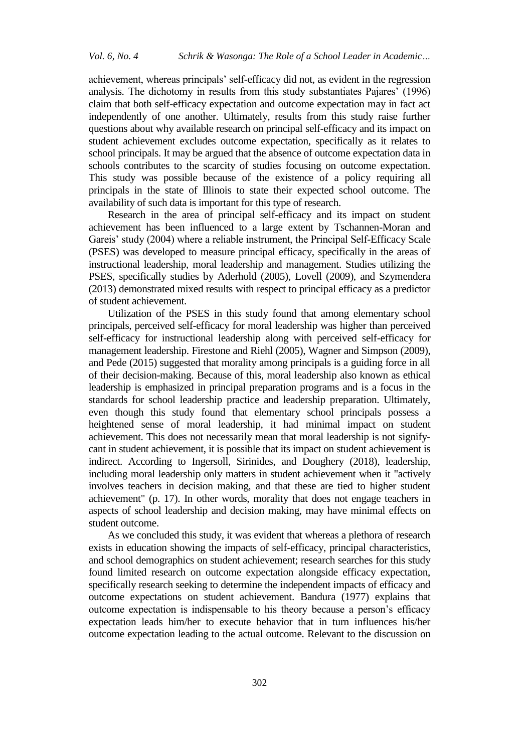achievement, whereas principals' self-efficacy did not, as evident in the regression analysis. The dichotomy in results from this study substantiates Pajares' (1996) claim that both self-efficacy expectation and outcome expectation may in fact act independently of one another. Ultimately, results from this study raise further questions about why available research on principal self-efficacy and its impact on student achievement excludes outcome expectation, specifically as it relates to school principals. It may be argued that the absence of outcome expectation data in schools contributes to the scarcity of studies focusing on outcome expectation. This study was possible because of the existence of a policy requiring all principals in the state of Illinois to state their expected school outcome. The availability of such data is important for this type of research.

Research in the area of principal self-efficacy and its impact on student achievement has been influenced to a large extent by Tschannen-Moran and Gareis' study (2004) where a reliable instrument, the Principal Self-Efficacy Scale (PSES) was developed to measure principal efficacy, specifically in the areas of instructional leadership, moral leadership and management. Studies utilizing the PSES, specifically studies by Aderhold (2005), Lovell (2009), and Szymendera (2013) demonstrated mixed results with respect to principal efficacy as a predictor of student achievement.

Utilization of the PSES in this study found that among elementary school principals, perceived self-efficacy for moral leadership was higher than perceived self-efficacy for instructional leadership along with perceived self-efficacy for management leadership. Firestone and Riehl (2005), Wagner and Simpson (2009), and Pede (2015) suggested that morality among principals is a guiding force in all of their decision-making. Because of this, moral leadership also known as ethical leadership is emphasized in principal preparation programs and is a focus in the standards for school leadership practice and leadership preparation. Ultimately, even though this study found that elementary school principals possess a heightened sense of moral leadership, it had minimal impact on student achievement. This does not necessarily mean that moral leadership is not significant in student achievement, it is possible that its impact on student achievement is indirect. According to Ingersoll, Sirinides, and Doughery (2018), leadership, including moral leadership only matters in student achievement when it "actively involves teachers in decision making, and that these are tied to higher student achievement" (p. 17). In other words, morality that does not engage teachers in aspects of school leadership and decision making, may have minimal effects on student outcome.

As we concluded this study, it was evident that whereas a plethora of research exists in education showing the impacts of self-efficacy, principal characteristics, and school demographics on student achievement; research searches for this study found limited research on outcome expectation alongside efficacy expectation, specifically research seeking to determine the independent impacts of efficacy and outcome expectations on student achievement. Bandura (1977) explains that outcome expectation is indispensable to his theory because a person's efficacy expectation leads him/her to execute behavior that in turn influences his/her outcome expectation leading to the actual outcome. Relevant to the discussion on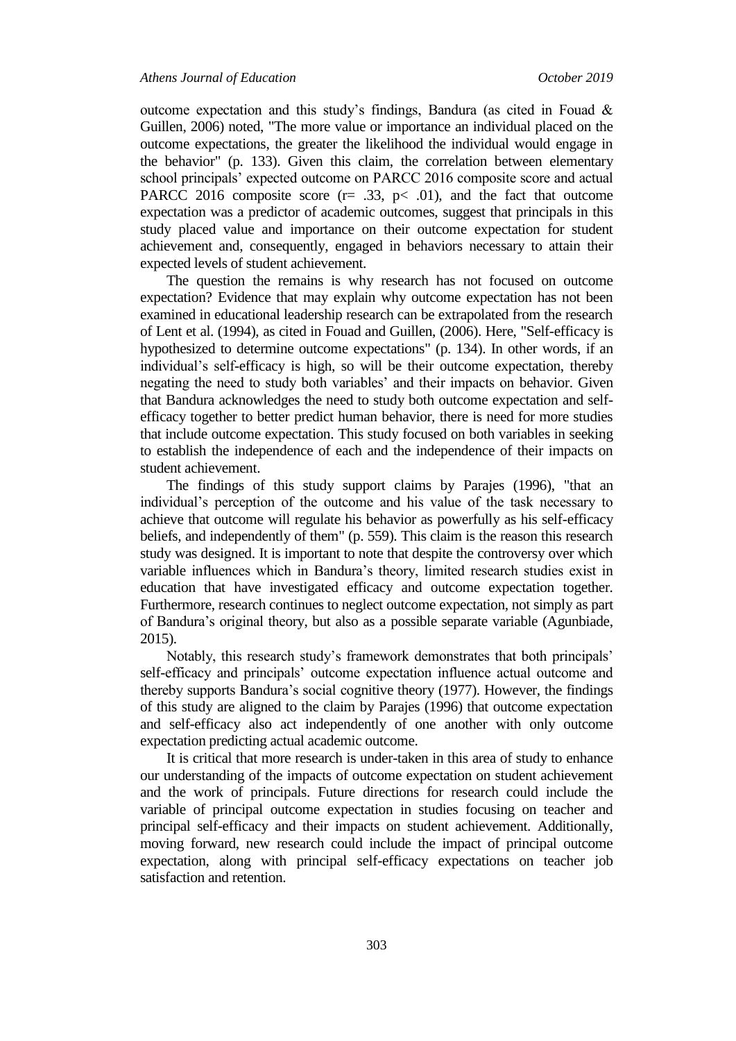outcome expectation and this study's findings, Bandura (as cited in Fouad & Guillen, 2006) noted, "The more value or importance an individual placed on the outcome expectations, the greater the likelihood the individual would engage in the behavior" (p. 133). Given this claim, the correlation between elementary school principals' expected outcome on PARCC 2016 composite score and actual PARCC 2016 composite score ($r = .33$, $p < .01$), and the fact that outcome expectation was a predictor of academic outcomes, suggest that principals in this study placed value and importance on their outcome expectation for student achievement and, consequently, engaged in behaviors necessary to attain their expected levels of student achievement.

The question the remains is why research has not focused on outcome expectation? Evidence that may explain why outcome expectation has not been examined in educational leadership research can be extrapolated from the research of Lent et al. (1994), as cited in Fouad and Guillen, (2006). Here, "Self-efficacy is hypothesized to determine outcome expectations" (p. 134). In other words, if an individual's self-efficacy is high, so will be their outcome expectation, thereby negating the need to study both variables' and their impacts on behavior. Given that Bandura acknowledges the need to study both outcome expectation and self-efficacy together to better predict human behavior, there is need for more studies that include outcome expectation. This study focused on both variables in seeking to establish the independence of each and the independence of their impacts on student achievement.

The findings of this study support claims by Parajes (1996), "that an individual's perception of the outcome and his value of the task necessary to achieve that outcome will regulate his behavior as powerfully as his self-efficacy beliefs, and independently of them" (p. 559). This claim is the reason this research study was designed. It is important to note that despite the controversy over which variable influences which in Bandura's theory, limited research studies exist in education that have investigated efficacy and outcome expectation together. Furthermore, research continues to neglect outcome expectation, not simply as part of Bandura's original theory, but also as a possible separate variable (Agunbiade, 2015).

Notably, this research study's framework demonstrates that both principals' self-efficacy and principals' outcome expectation influence actual outcome and thereby supports Bandura's social cognitive theory (1977). However, the findings of this study are aligned to the claim by Parajes (1996) that outcome expectation and self-efficacy also act independently of one another with only outcome expectation predicting actual academic outcome.

It is critical that more research is under-taken in this area of study to enhance our understanding of the impacts of outcome expectation on student achievement and the work of principals. Future directions for research could include the variable of principal outcome expectation in studies focusing on teacher and principal self-efficacy and their impacts on student achievement. Additionally, moving forward, new research could include the impact of principal outcome expectation, along with principal self-efficacy expectations on teacher job satisfaction and retention.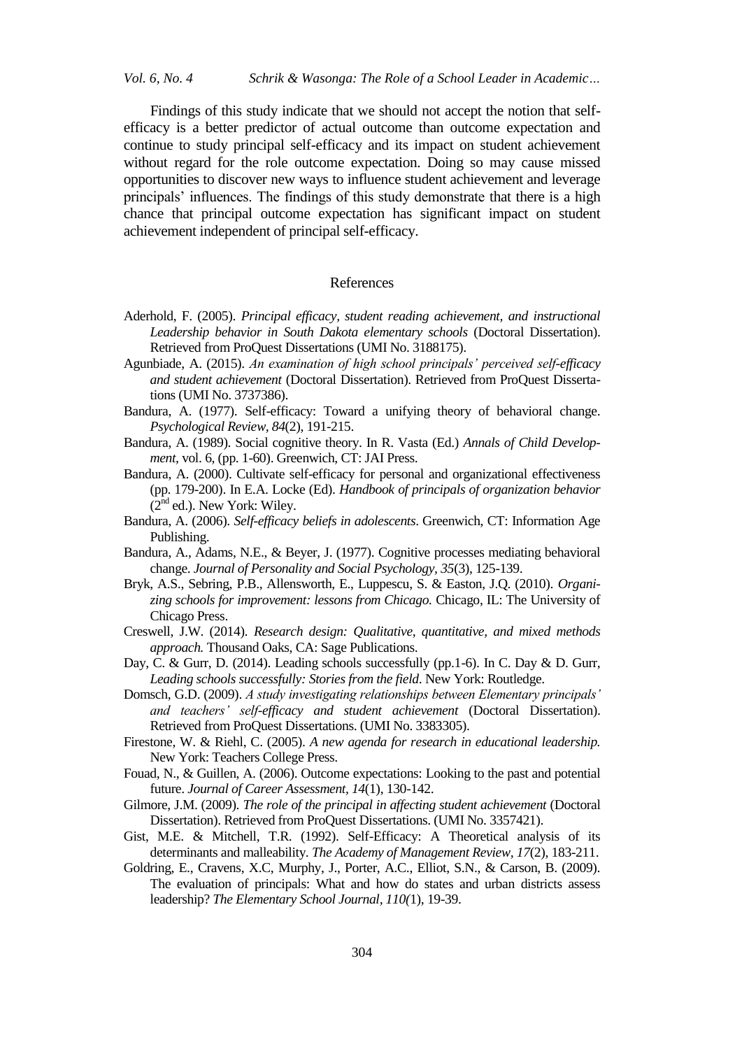Findings of this study indicate that we should not accept the notion that self-efficacy is a better predictor of actual outcome than outcome expectation and continue to study principal self-efficacy and its impact on student achievement without regard for the role outcome expectation. Doing so may cause missed opportunities to discover new ways to influence student achievement and leverage principals' influences. The findings of this study demonstrate that there is a high chance that principal outcome expectation has significant impact on student achievement independent of principal self-efficacy.

## References

Aderhold, F. (2005). *Principal efficacy, student reading achievement, and instructional Leadership behavior in South Dakota elementary schools* (Doctoral Dissertation). Retrieved from ProQuest Dissertations (UMI No. 3188175).

Agunbiade, A. (2015). *An examination of high school principals' perceived self-efficacy and student achievement* (Doctoral Dissertation). Retrieved from ProQuest Dissertations (UMI No. 3737386).

Bandura, A. (1977). Self-efficacy: Toward a unifying theory of behavioral change. *Psychological Review*, *84*(2), 191-215.

Bandura, A. (1989). Social cognitive theory. In R. Vasta (Ed.) *Annals of Child Development*, vol. 6, (pp. 1-60). Greenwich, CT: JAI Press.

Bandura, A. (2000). Cultivate self-efficacy for personal and organizational effectiveness (pp. 179-200). In E.A. Locke (Ed). *Handbook of principals of organization behavior* (2nd ed.). New York: Wiley.

Bandura, A. (2006). *Self-efficacy beliefs in adolescents*. Greenwich, CT: Information Age Publishing.

Bandura, A., Adams, N.E., & Beyer, J. (1977). Cognitive processes mediating behavioral change. *Journal of Personality and Social Psychology, 35*(3), 125-139.

Bryk, A.S., Sebring, P.B., Allensworth, E., Luppescu, S. & Easton, J.Q. (2010). *Organizing schools for improvement: lessons from Chicago.* Chicago, IL: The University of Chicago Press.

Creswell, J.W. (2014). *Research design: Qualitative, quantitative, and mixed methods approach.* Thousand Oaks, CA: Sage Publications.

Day, C. & Gurr, D. (2014). Leading schools successfully (pp.1-6). In C. Day & D. Gurr, *Leading schools successfully: Stories from the field*. New York: Routledge.

Domsch, G.D. (2009). *A study investigating relationships between Elementary principals' and teachers' self-efficacy and student achievement* (Doctoral Dissertation). Retrieved from ProQuest Dissertations. (UMI No. 3383305).

Firestone, W. & Riehl, C. (2005). *A new agenda for research in educational leadership.* New York: Teachers College Press.

Fouad, N., & Guillen, A. (2006). Outcome expectations: Looking to the past and potential future. *Journal of Career Assessment, 14*(1), 130-142.

Gilmore, J.M. (2009). *The role of the principal in affecting student achievement* (Doctoral Dissertation). Retrieved from ProQuest Dissertations. (UMI No. 3357421).

Gist, M.E. & Mitchell, T.R. (1992). Self-Efficacy: A Theoretical analysis of its determinants and malleability. *The Academy of Management Review, 17*(2), 183-211.

Goldring, E., Cravens, X.C, Murphy, J., Porter, A.C., Elliot, S.N., & Carson, B. (2009). The evaluation of principals: What and how do states and urban districts assess leadership? *The Elementary School Journal*, *110*(1), 19-39.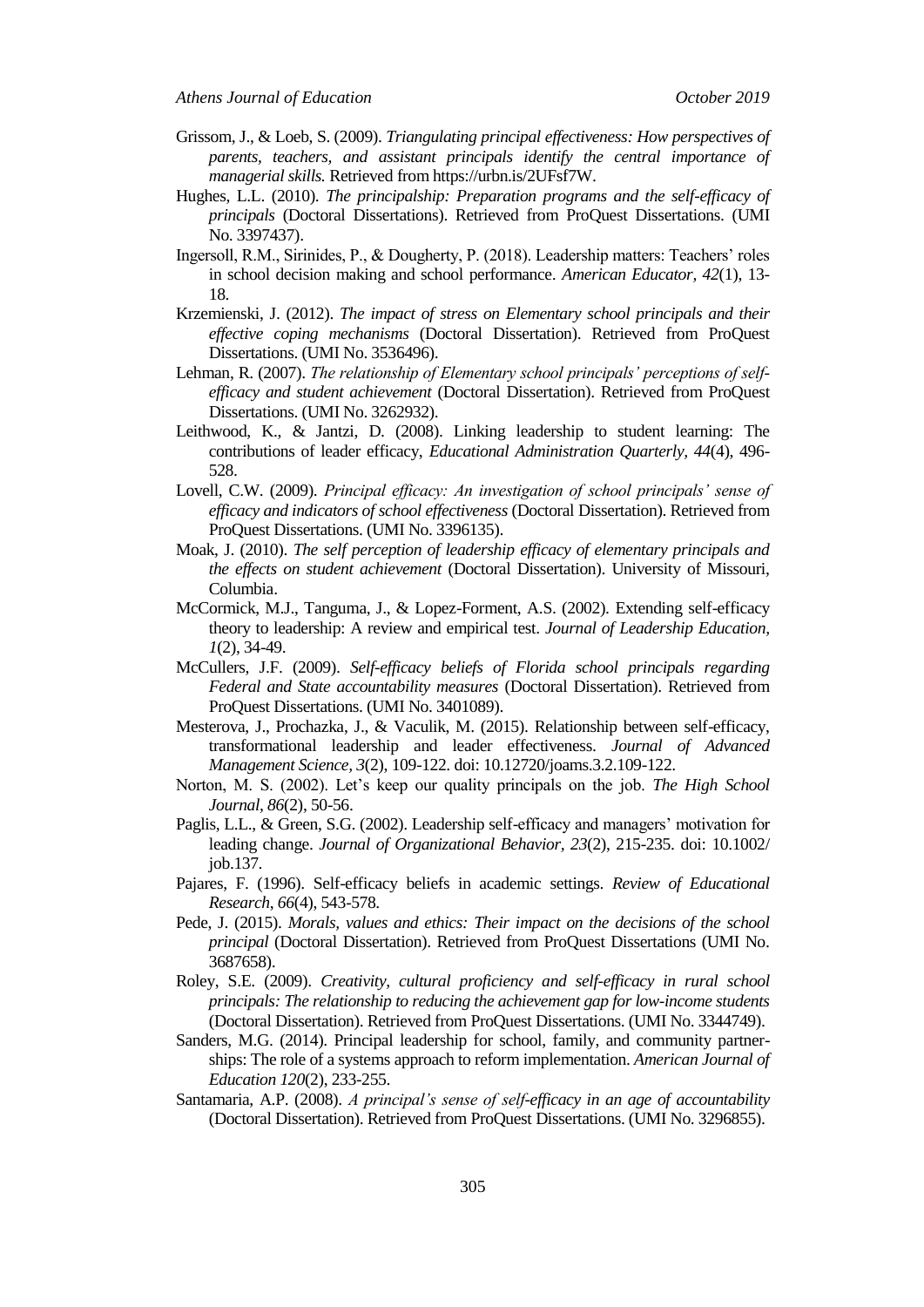Grissom, J., & Loeb, S. (2009). *Triangulating principal effectiveness: How perspectives of parents, teachers, and assistant principals identify the central importance of managerial skills.* Retrieved from https://urbn.is/2UFsf7W.

Hughes, L.L. (2010). *The principalship: Preparation programs and the self-efficacy of principals* (Doctoral Dissertations). Retrieved from ProQuest Dissertations. (UMI No. 3397437).

Ingersoll, R.M., Sirinides, P., & Dougherty, P. (2018). Leadership matters: Teachers' roles in school decision making and school performance. *American Educator, 42*(1), 13-18.

Krzemienski, J. (2012). *The impact of stress on Elementary school principals and their effective coping mechanisms* (Doctoral Dissertation). Retrieved from ProQuest Dissertations. (UMI No. 3536496).

Lehman, R. (2007). *The relationship of Elementary school principals' perceptions of self-efficacy and student achievement* (Doctoral Dissertation). Retrieved from ProQuest Dissertations. (UMI No. 3262932).

Leithwood, K., & Jantzi, D. (2008). Linking leadership to student learning: The contributions of leader efficacy, *Educational Administration Quarterly, 44*(4), 496-528.

Lovell, C.W. (2009). *Principal efficacy: An investigation of school principals' sense of efficacy and indicators of school effectiveness* (Doctoral Dissertation). Retrieved from ProQuest Dissertations. (UMI No. 3396135).

Moak, J. (2010). *The self perception of leadership efficacy of elementary principals and the effects on student achievement* (Doctoral Dissertation). University of Missouri, Columbia.

McCormick, M.J., Tanguma, J., & Lopez-Forment, A.S. (2002). Extending self-efficacy theory to leadership: A review and empirical test. *Journal of Leadership Education, 1*(2), 34-49.

McCullers, J.F. (2009). *Self-efficacy beliefs of Florida school principals regarding Federal and State accountability measures* (Doctoral Dissertation). Retrieved from ProQuest Dissertations. (UMI No. 3401089).

Mesterova, J., Prochazka, J., & Vaculik, M. (2015). Relationship between self-efficacy, transformational leadership and leader effectiveness. *Journal of Advanced Management Science, 3*(2), 109-122. doi: 10.12720/joams.3.2.109-122.

Norton, M. S. (2002). Let's keep our quality principals on the job. *The High School Journal, 86*(2), 50-56.

Paglis, L.L., & Green, S.G. (2002). Leadership self-efficacy and managers' motivation for leading change. *Journal of Organizational Behavior, 23*(2), 215-235. doi: 10.1002/job.137.

Pajares, F. (1996). Self-efficacy beliefs in academic settings. *Review of Educational Research, 66*(4), 543-578.

Pede, J. (2015). *Morals, values and ethics: Their impact on the decisions of the school principal* (Doctoral Dissertation). Retrieved from ProQuest Dissertations (UMI No. 3687658).

Roley, S.E. (2009). *Creativity, cultural proficiency and self-efficacy in rural school principals: The relationship to reducing the achievement gap for low-income students* (Doctoral Dissertation). Retrieved from ProQuest Dissertations. (UMI No. 3344749).

Sanders, M.G. (2014). Principal leadership for school, family, and community partnerships: The role of a systems approach to reform implementation. *American Journal of Education 120*(2), 233-255.

Santamaria, A.P. (2008). *A principal's sense of self-efficacy in an age of accountability* (Doctoral Dissertation). Retrieved from ProQuest Dissertations. (UMI No. 3296855).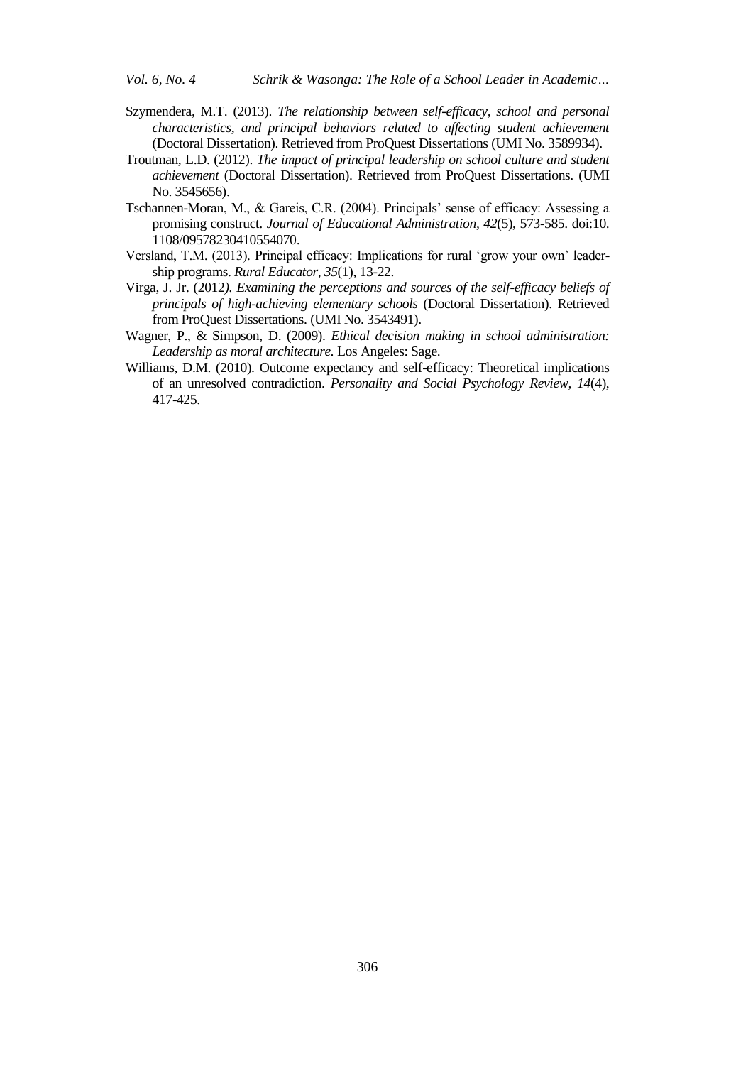Szymendera, M.T. (2013). *The relationship between self-efficacy, school and personal characteristics, and principal behaviors related to affecting student achievement* (Doctoral Dissertation). Retrieved from ProQuest Dissertations (UMI No. 3589934).

Troutman, L.D. (2012). *The impact of principal leadership on school culture and student achievement* (Doctoral Dissertation). Retrieved from ProQuest Dissertations. (UMI No. 3545656).

Tschannen-Moran, M., & Gareis, C.R. (2004). Principals' sense of efficacy: Assessing a promising construct. *Journal of Educational Administration, 42*(5), 573-585. doi:10. 1108/09578230410554070.

Versland, T.M. (2013). Principal efficacy: Implications for rural 'grow your own' leadership programs. *Rural Educator, 35*(1), 13-22.

Virga, J. Jr. (2012). *Examining the perceptions and sources of the self-efficacy beliefs of principals of high-achieving elementary schools* (Doctoral Dissertation). Retrieved from ProQuest Dissertations. (UMI No. 3543491).

Wagner, P., & Simpson, D. (2009). *Ethical decision making in school administration: Leadership as moral architecture.* Los Angeles: Sage.

Williams, D.M. (2010). Outcome expectancy and self-efficacy: Theoretical implications of an unresolved contradiction. *Personality and Social Psychology Review, 14*(4), 417-425.